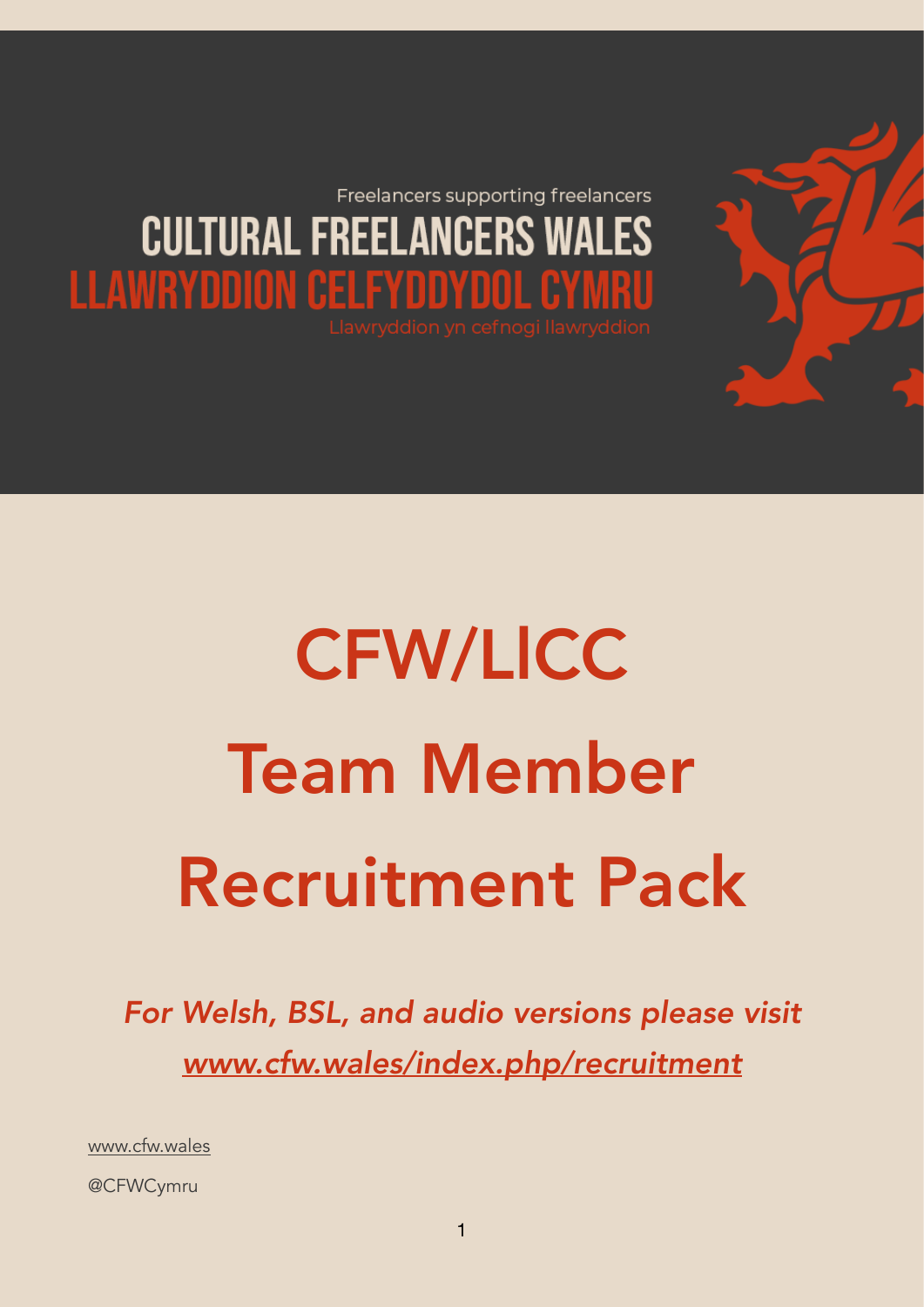Freelancers supporting freelancers

**CULTURAL FREELANCERS WALES**

**LLAWRYDDION CELFYDDYDOL CYMRU**

Llawryddion yn cefnogi llawryddion

# CFW/LlCC

# Team Member

# Recruitment Pack

*For Welsh, BSL, and audio versions please visit [www.cfw.wales/index.php/recruitment](www.cfw.wales/index.php/recruitment)*

[www.cfw.wales](www.cfw.wales)

@CFWCymru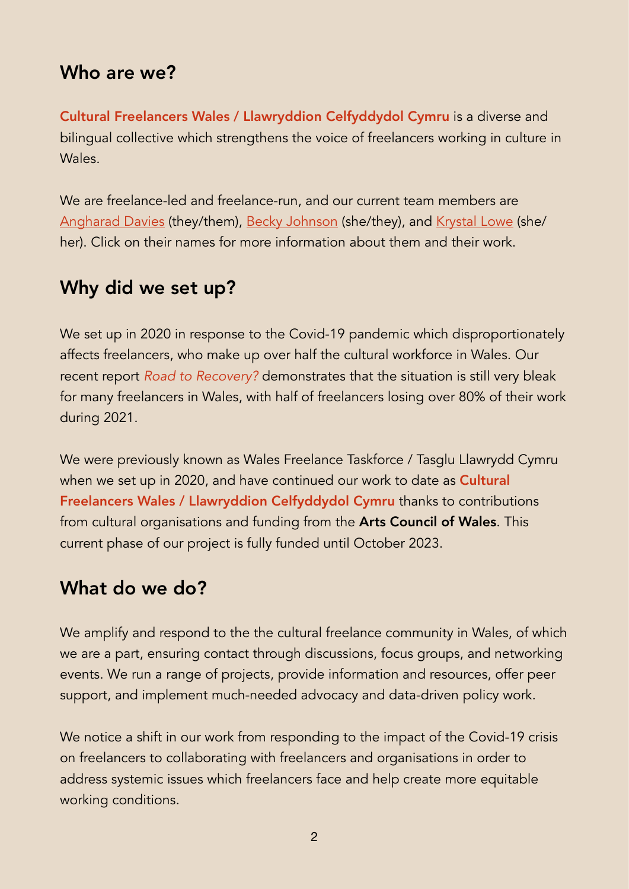## Who are we?

**Cultural Freelancers Wales / Llawryddion Celfyddydol Cymru** is a diverse and bilingual collective which strengthens the voice of freelancers working in culture in Wales.

We are freelance-led and freelance-run, and our current team members are Angharad Davies (they/them), Becky Johnson (she/they), and Krystal Lowe (she/her). Click on their names for more information about them and their work.

## Why did we set up?

We set up in 2020 in response to the Covid-19 pandemic which disproportionately affects freelancers, who make up over half the cultural workforce in Wales. Our recent report *Road to Recovery?* demonstrates that the situation is still very bleak for many freelancers in Wales, with half of freelancers losing over 80% of their work during 2021.

We were previously known as Wales Freelance Taskforce / Tasglu Llawrydd Cymru when we set up in 2020, and have continued our work to date as **Cultural Freelancers Wales / Llawryddion Celfyddydol Cymru** thanks to contributions from cultural organisations and funding from the **Arts Council of Wales**. This current phase of our project is fully funded until October 2023.

## What do we do?

We amplify and respond to the the cultural freelance community in Wales, of which we are a part, ensuring contact through discussions, focus groups, and networking events. We run a range of projects, provide information and resources, offer peer support, and implement much-needed advocacy and data-driven policy work.

We notice a shift in our work from responding to the impact of the Covid-19 crisis on freelancers to collaborating with freelancers and organisations in order to address systemic issues which freelancers face and help create more equitable working conditions.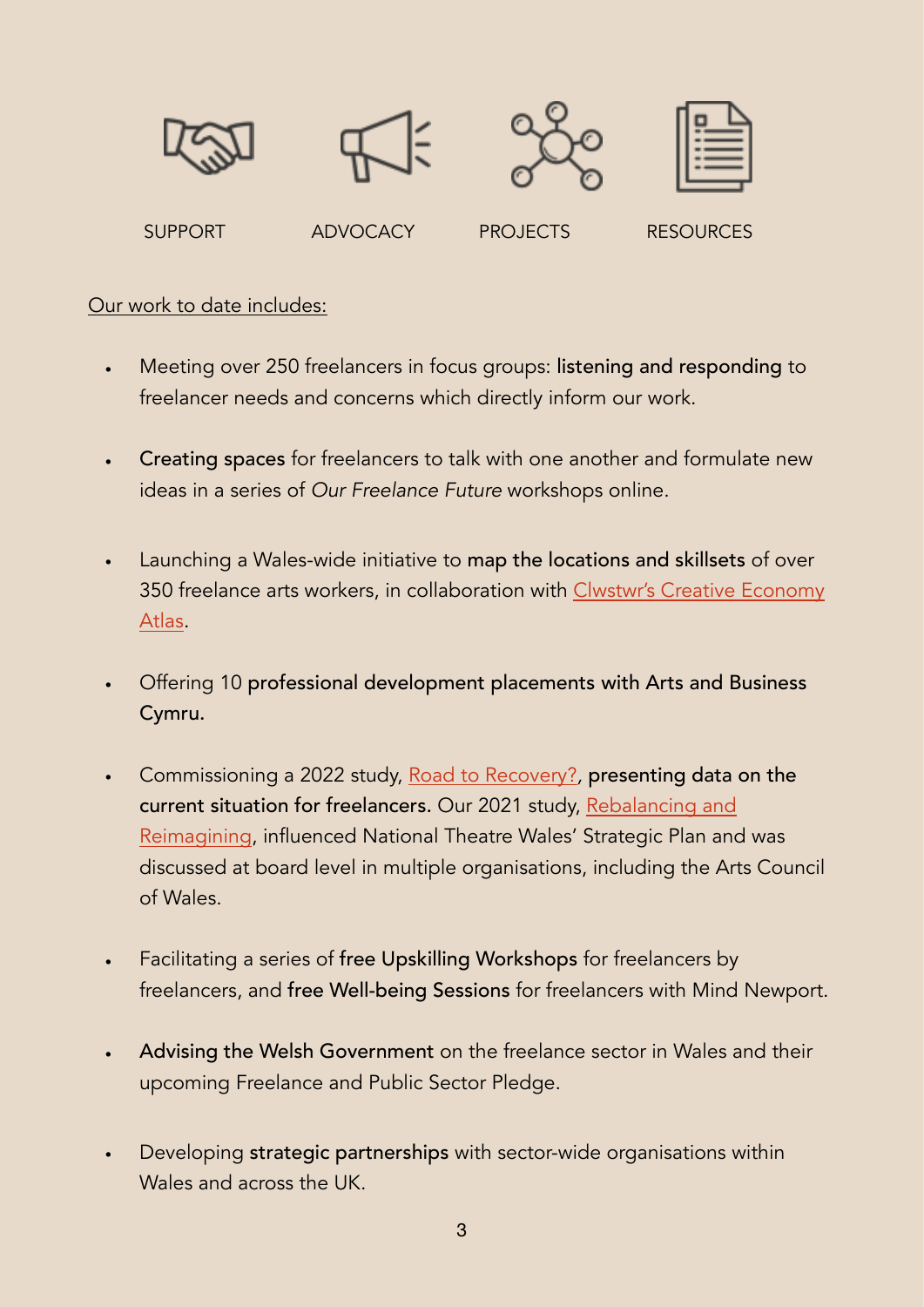SUPPORT ADVOCACY PROJECTS RESOURCES

Our work to date includes:

- Meeting over 250 freelancers in focus groups: **listening and responding** to freelancer needs and concerns which directly inform our work.
- **Creating spaces** for freelancers to talk with one another and formulate new ideas in a series of *Our Freelance Future* workshops online.
- Launching a Wales-wide initiative to **map the locations and skillsets** of over 350 freelance arts workers, in collaboration with Clwstwr's Creative Economy Atlas.
- Offering 10 **professional development placements with Arts and Business Cymru.**
- Commissioning a 2022 study, Road to Recovery?, **presenting data on the current situation for freelancers.** Our 2021 study, Rebalancing and Reimagining, influenced National Theatre Wales' Strategic Plan and was discussed at board level in multiple organisations, including the Arts Council of Wales.
- Facilitating a series of **free Upskilling Workshops** for freelancers by freelancers, and **free Well-being Sessions** for freelancers with Mind Newport.
- **Advising the Welsh Government** on the freelance sector in Wales and their upcoming Freelance and Public Sector Pledge.
- Developing **strategic partnerships** with sector-wide organisations within Wales and across the UK.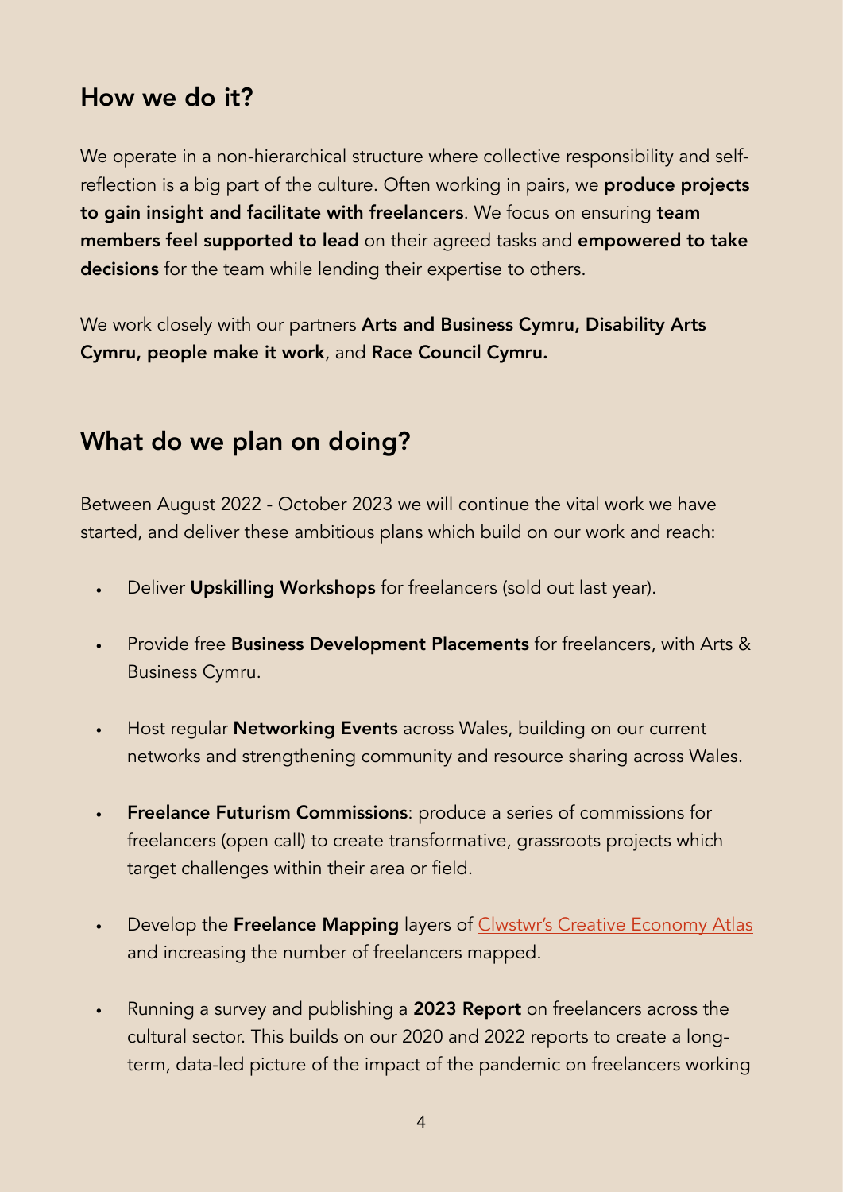## How we do it?

We operate in a non-hierarchical structure where collective responsibility and self-reflection is a big part of the culture. Often working in pairs, we **produce projects to gain insight and facilitate with freelancers**. We focus on ensuring **team members feel supported to lead** on their agreed tasks and **empowered to take decisions** for the team while lending their expertise to others.

We work closely with our partners **Arts and Business Cymru, Disability Arts Cymru, people make it work**, and **Race Council Cymru.**

## What do we plan on doing?

Between August 2022 - October 2023 we will continue the vital work we have started, and deliver these ambitious plans which build on our work and reach:

- Deliver **Upskilling Workshops** for freelancers (sold out last year).
- Provide free **Business Development Placements** for freelancers, with Arts & Business Cymru.
- Host regular **Networking Events** across Wales, building on our current networks and strengthening community and resource sharing across Wales.
- **Freelance Futurism Commissions**: produce a series of commissions for freelancers (open call) to create transformative, grassroots projects which target challenges within their area or field.
- Develop the **Freelance Mapping** layers of Clwstwr's Creative Economy Atlas and increasing the number of freelancers mapped.
- Running a survey and publishing a **2023 Report** on freelancers across the cultural sector. This builds on our 2020 and 2022 reports to create a long-term, data-led picture of the impact of the pandemic on freelancers working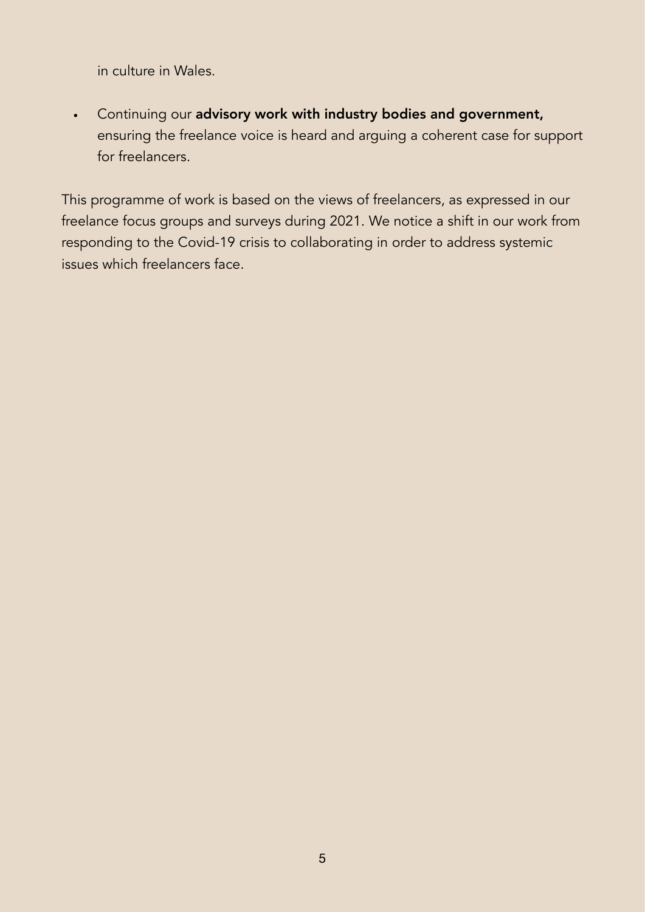in culture in Wales.

- Continuing our **advisory work with industry bodies and government,** ensuring the freelance voice is heard and arguing a coherent case for support for freelancers.

This programme of work is based on the views of freelancers, as expressed in our freelance focus groups and surveys during 2021. We notice a shift in our work from responding to the Covid-19 crisis to collaborating in order to address systemic issues which freelancers face.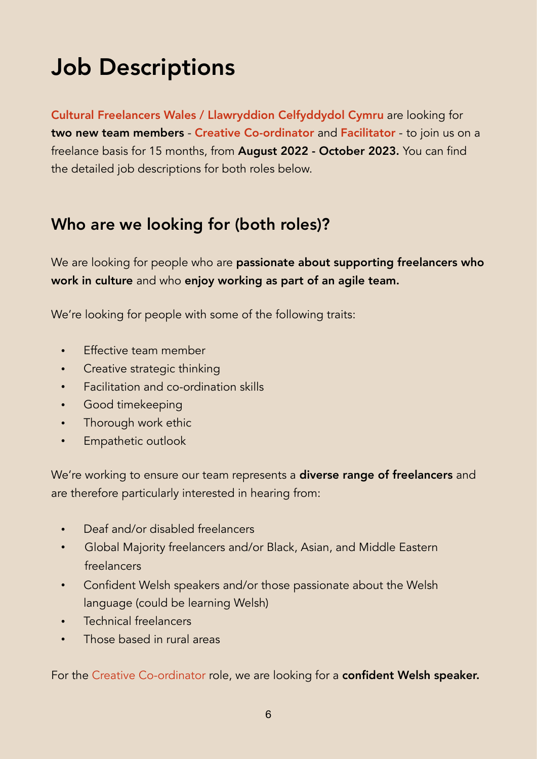# Job Descriptions

**Cultural Freelancers Wales / Llawryddion Celfyddydol Cymru** are looking for **two new team members** - **Creative Co-ordinator** and **Facilitator** - to join us on a freelance basis for 15 months, from **August 2022 - October 2023.** You can find the detailed job descriptions for both roles below.

## Who are we looking for (both roles)?

We are looking for people who are **passionate about supporting freelancers who work in culture** and who **enjoy working as part of an agile team.**

We're looking for people with some of the following traits:

- Effective team member
- Creative strategic thinking
- Facilitation and co-ordination skills
- Good timekeeping
- Thorough work ethic
- Empathetic outlook

We're working to ensure our team represents a **diverse range of freelancers** and are therefore particularly interested in hearing from:

- Deaf and/or disabled freelancers
- Global Majority freelancers and/or Black, Asian, and Middle Eastern freelancers
- Confident Welsh speakers and/or those passionate about the Welsh language (could be learning Welsh)
- Technical freelancers
- Those based in rural areas

For the Creative Co-ordinator role, we are looking for a **confident Welsh speaker.**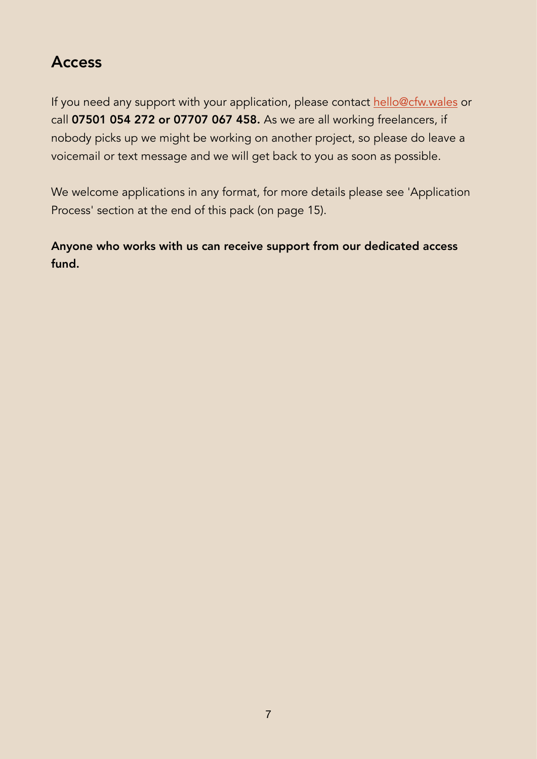## Access

If you need any support with your application, please contact [hello@cfw.wales](mailto:hello@cfw.wales) or call **07501 054 272 or 07707 067 458.** As we are all working freelancers, if nobody picks up we might be working on another project, so please do leave a voicemail or text message and we will get back to you as soon as possible.

We welcome applications in any format, for more details please see 'Application Process' section at the end of this pack (on page 15).

**Anyone who works with us can receive support from our dedicated access fund.**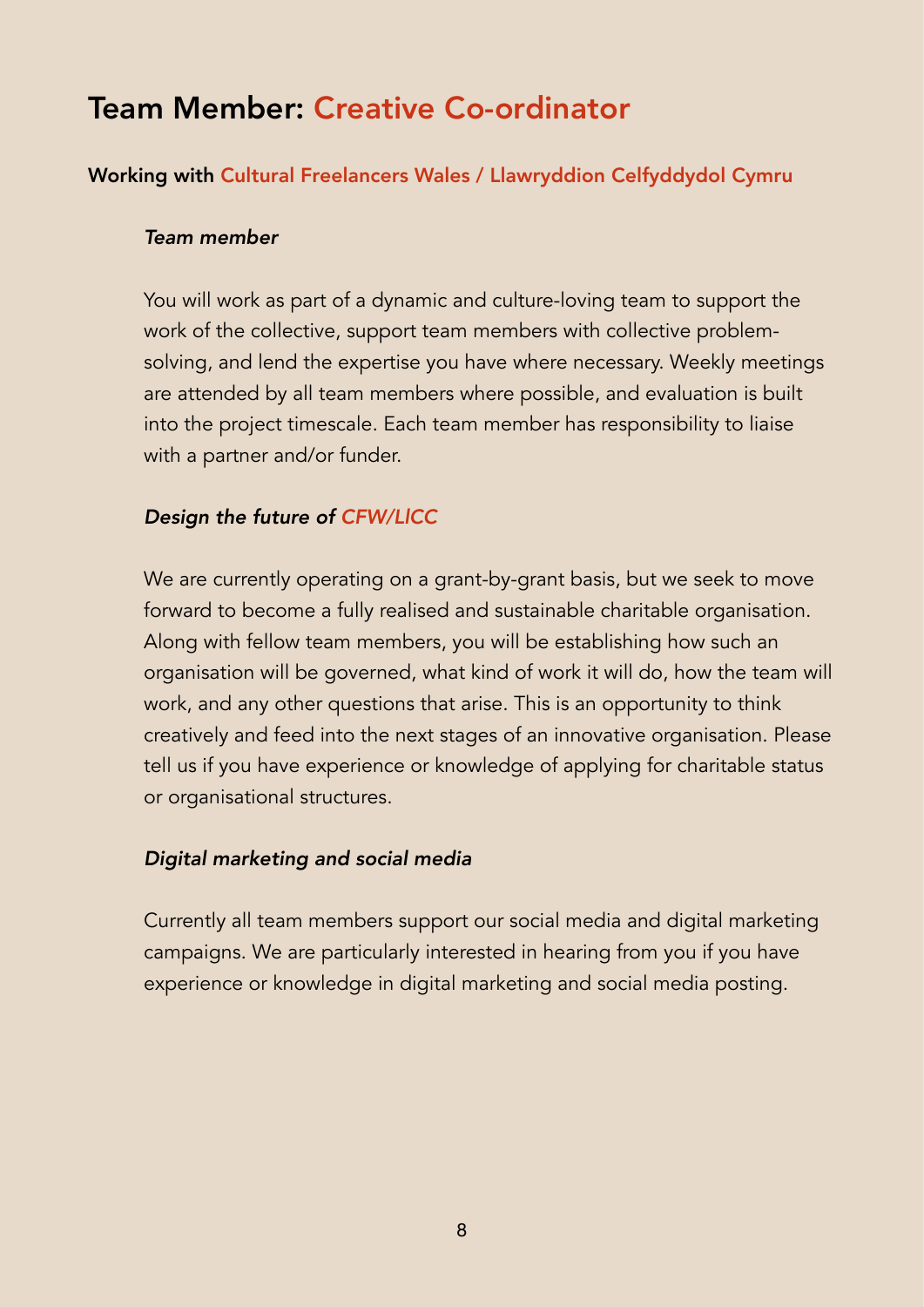# Team Member: Creative Co-ordinator

**Working with Cultural Freelancers Wales / Llawryddion Celfyddydol Cymru**

***Team member***

You will work as part of a dynamic and culture-loving team to support the work of the collective, support team members with collective problem-solving, and lend the expertise you have where necessary. Weekly meetings are attended by all team members where possible, and evaluation is built into the project timescale. Each team member has responsibility to liaise with a partner and/or funder.

***Design the future of CFW/LlCC***

We are currently operating on a grant-by-grant basis, but we seek to move forward to become a fully realised and sustainable charitable organisation. Along with fellow team members, you will be establishing how such an organisation will be governed, what kind of work it will do, how the team will work, and any other questions that arise. This is an opportunity to think creatively and feed into the next stages of an innovative organisation. Please tell us if you have experience or knowledge of applying for charitable status or organisational structures.

***Digital marketing and social media***

Currently all team members support our social media and digital marketing campaigns. We are particularly interested in hearing from you if you have experience or knowledge in digital marketing and social media posting.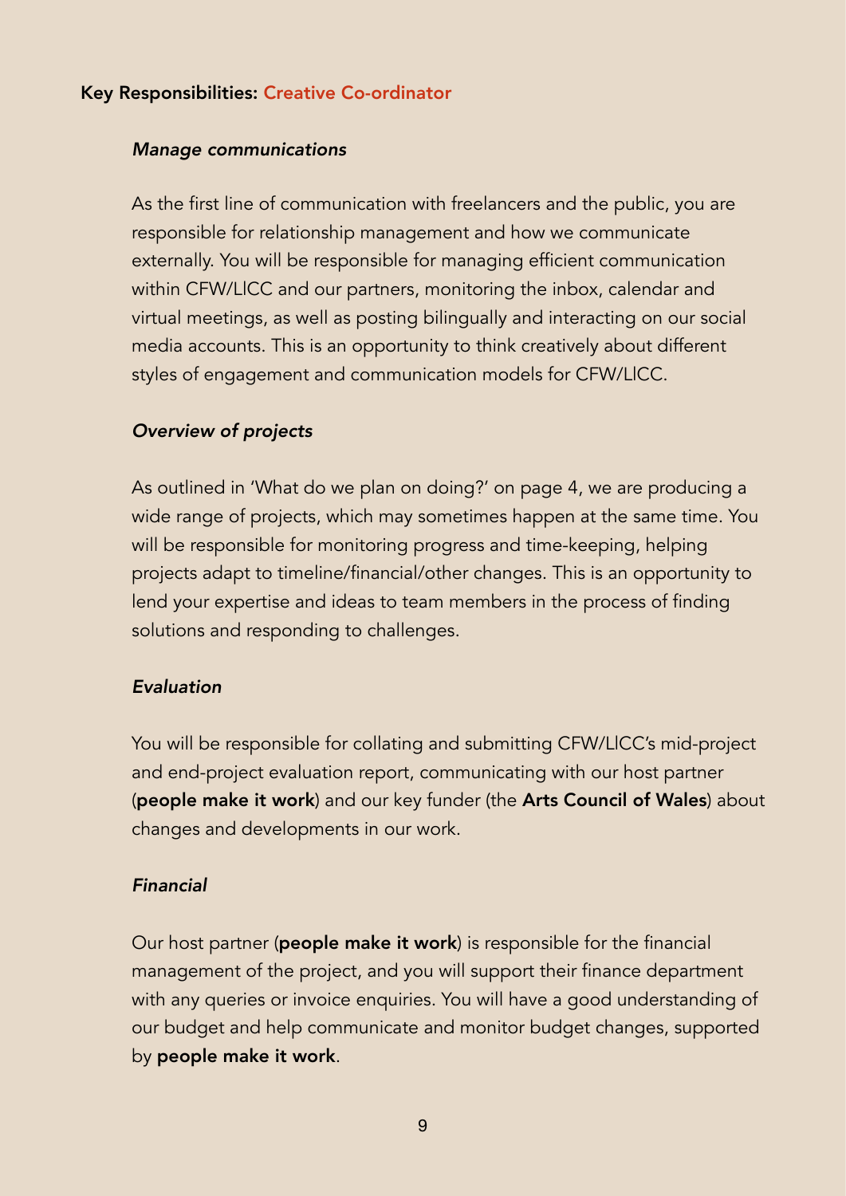## Key Responsibilities: Creative Co-ordinator

### *Manage communications*

As the first line of communication with freelancers and the public, you are responsible for relationship management and how we communicate externally. You will be responsible for managing efficient communication within CFW/LlCC and our partners, monitoring the inbox, calendar and virtual meetings, as well as posting bilingually and interacting on our social media accounts. This is an opportunity to think creatively about different styles of engagement and communication models for CFW/LlCC.

### *Overview of projects*

As outlined in 'What do we plan on doing?' on page 4, we are producing a wide range of projects, which may sometimes happen at the same time. You will be responsible for monitoring progress and time-keeping, helping projects adapt to timeline/financial/other changes. This is an opportunity to lend your expertise and ideas to team members in the process of finding solutions and responding to challenges.

### *Evaluation*

You will be responsible for collating and submitting CFW/LlCC's mid-project and end-project evaluation report, communicating with our host partner (**people make it work**) and our key funder (the **Arts Council of Wales**) about changes and developments in our work.

### *Financial*

Our host partner (**people make it work**) is responsible for the financial management of the project, and you will support their finance department with any queries or invoice enquiries. You will have a good understanding of our budget and help communicate and monitor budget changes, supported by **people make it work**.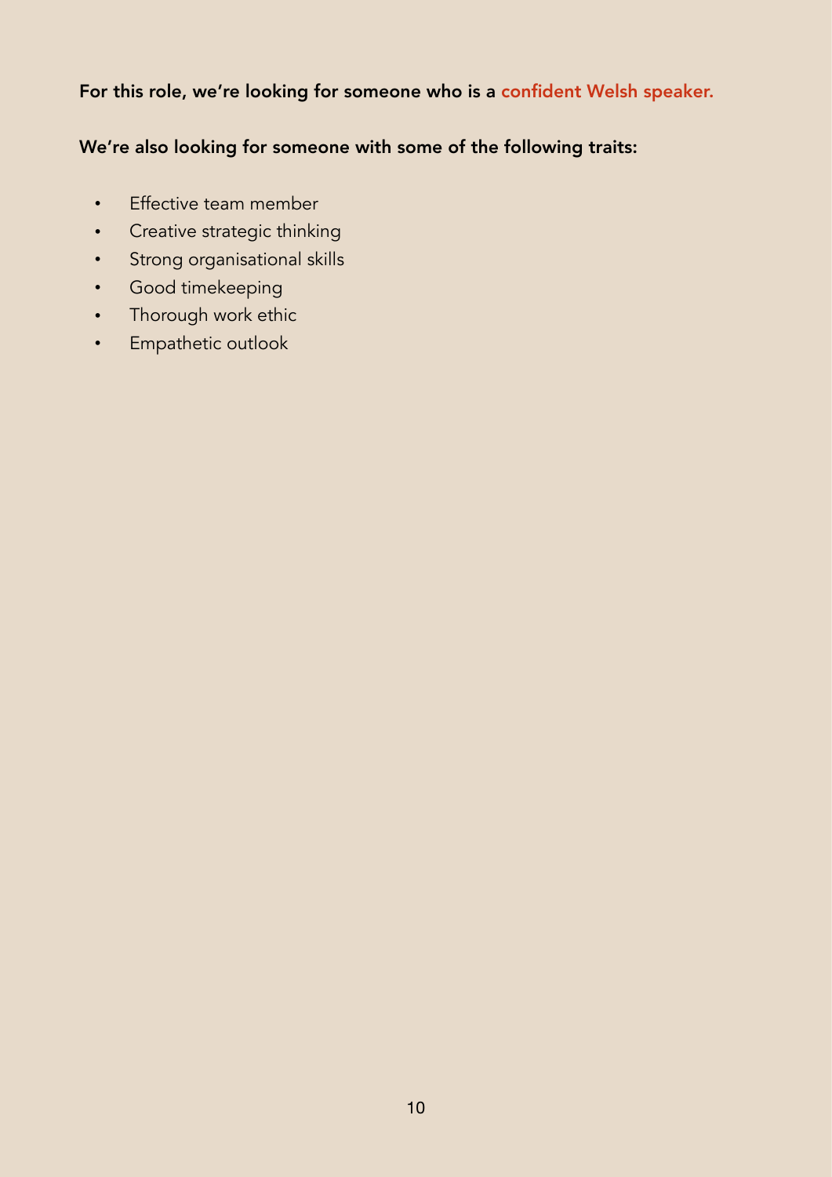**For this role, we're looking for someone who is a confident Welsh speaker.**

**We're also looking for someone with some of the following traits:**

- Effective team member
- Creative strategic thinking
- Strong organisational skills
- Good timekeeping
- Thorough work ethic
- Empathetic outlook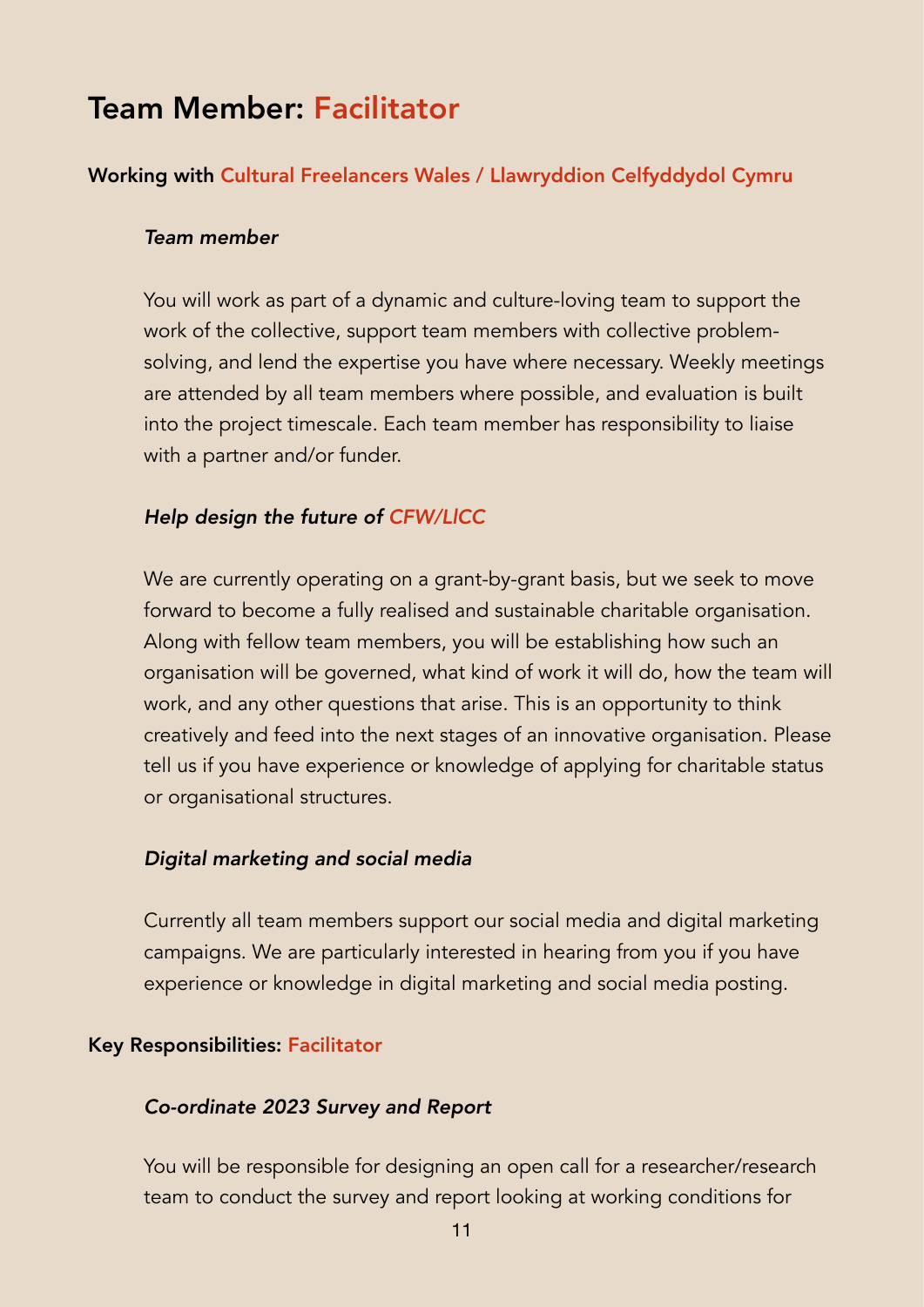# Team Member: Facilitator

**Working with Cultural Freelancers Wales / Llawryddion Celfyddydol Cymru**

*Team member*

You will work as part of a dynamic and culture-loving team to support the work of the collective, support team members with collective problem-solving, and lend the expertise you have where necessary. Weekly meetings are attended by all team members where possible, and evaluation is built into the project timescale. Each team member has responsibility to liaise with a partner and/or funder.

*Help design the future of CFW/LlCC*

We are currently operating on a grant-by-grant basis, but we seek to move forward to become a fully realised and sustainable charitable organisation. Along with fellow team members, you will be establishing how such an organisation will be governed, what kind of work it will do, how the team will work, and any other questions that arise. This is an opportunity to think creatively and feed into the next stages of an innovative organisation. Please tell us if you have experience or knowledge of applying for charitable status or organisational structures.

*Digital marketing and social media*

Currently all team members support our social media and digital marketing campaigns. We are particularly interested in hearing from you if you have experience or knowledge in digital marketing and social media posting.

**Key Responsibilities: Facilitator**

*Co-ordinate 2023 Survey and Report*

You will be responsible for designing an open call for a researcher/research team to conduct the survey and report looking at working conditions for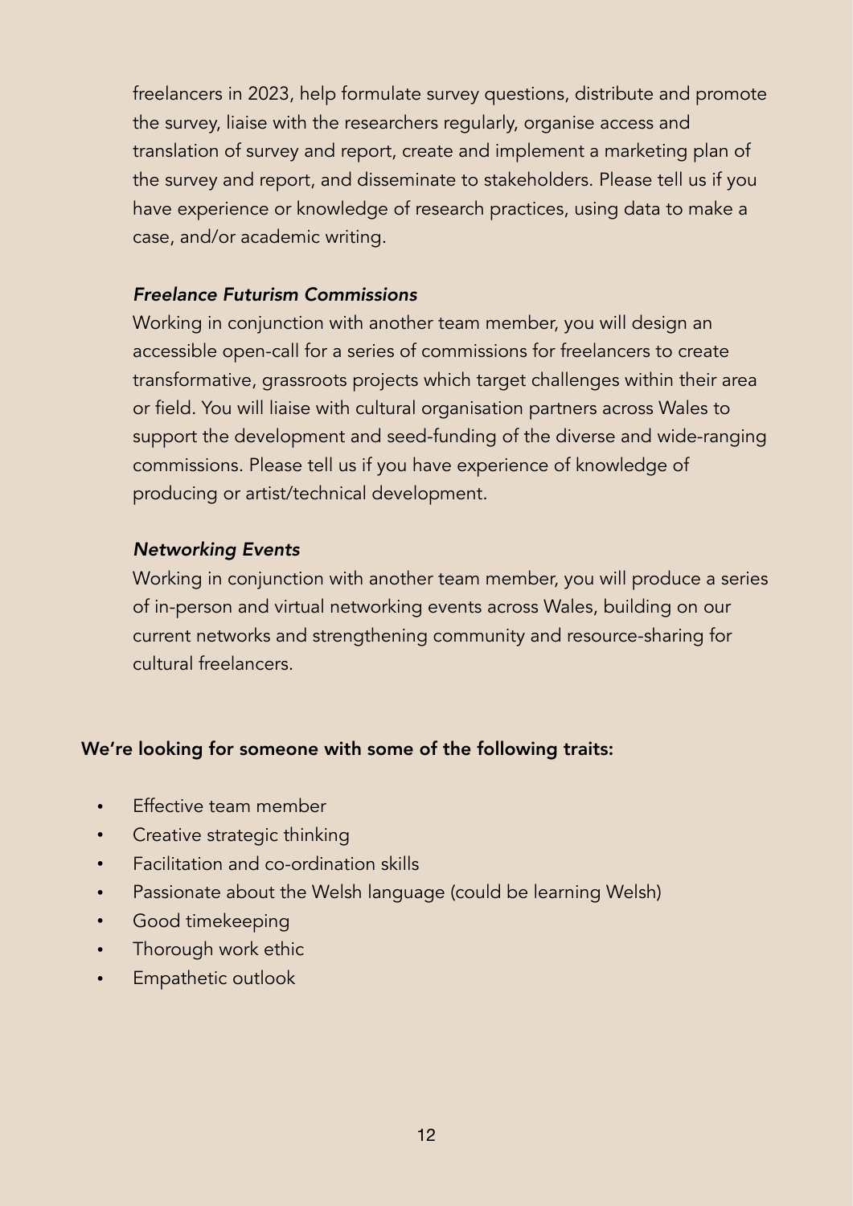freelancers in 2023, help formulate survey questions, distribute and promote the survey, liaise with the researchers regularly, organise access and translation of survey and report, create and implement a marketing plan of the survey and report, and disseminate to stakeholders. Please tell us if you have experience or knowledge of research practices, using data to make a case, and/or academic writing.

*Freelance Futurism Commissions*

Working in conjunction with another team member, you will design an accessible open-call for a series of commissions for freelancers to create transformative, grassroots projects which target challenges within their area or field. You will liaise with cultural organisation partners across Wales to support the development and seed-funding of the diverse and wide-ranging commissions. Please tell us if you have experience of knowledge of producing or artist/technical development.

*Networking Events*

Working in conjunction with another team member, you will produce a series of in-person and virtual networking events across Wales, building on our current networks and strengthening community and resource-sharing for cultural freelancers.

**We're looking for someone with some of the following traits:**

- Effective team member
- Creative strategic thinking
- Facilitation and co-ordination skills
- Passionate about the Welsh language (could be learning Welsh)
- Good timekeeping
- Thorough work ethic
- Empathetic outlook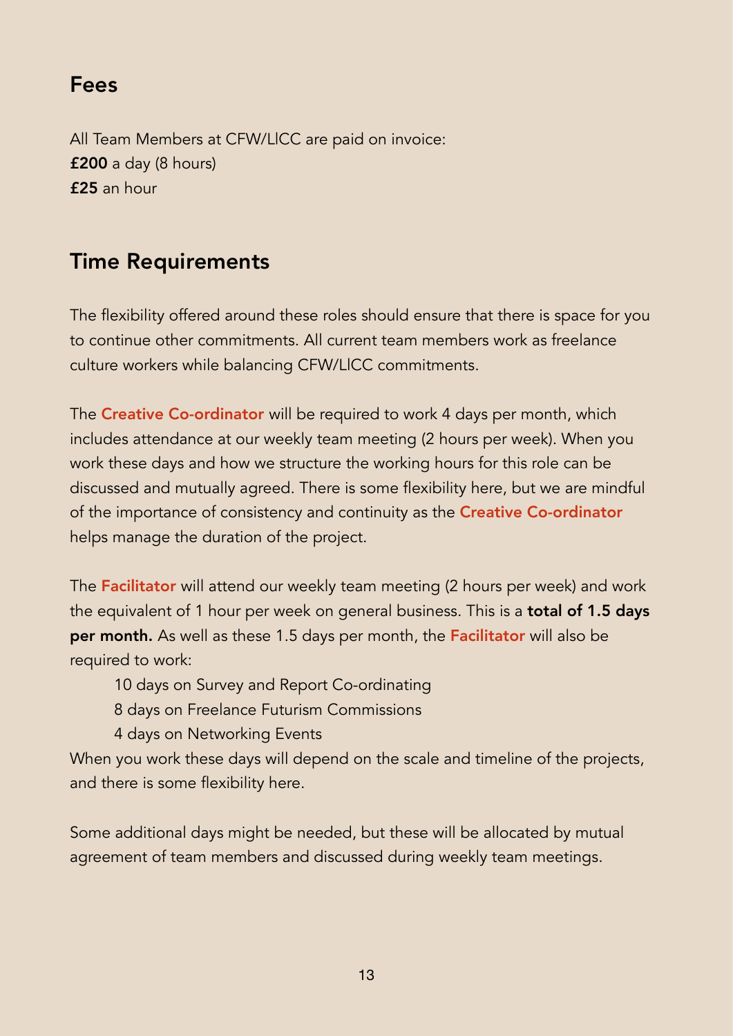## Fees

All Team Members at CFW/LICC are paid on invoice:
**£200** a day (8 hours)
**£25** an hour

## Time Requirements

The flexibility offered around these roles should ensure that there is space for you to continue other commitments. All current team members work as freelance culture workers while balancing CFW/LICC commitments.

The **Creative Co-ordinator** will be required to work 4 days per month, which includes attendance at our weekly team meeting (2 hours per week). When you work these days and how we structure the working hours for this role can be discussed and mutually agreed. There is some flexibility here, but we are mindful of the importance of consistency and continuity as the **Creative Co-ordinator** helps manage the duration of the project.

The **Facilitator** will attend our weekly team meeting (2 hours per week) and work the equivalent of 1 hour per week on general business. This is a **total of 1.5 days per month.** As well as these 1.5 days per month, the **Facilitator** will also be required to work:

- 10 days on Survey and Report Co-ordinating
- 8 days on Freelance Futurism Commissions
- 4 days on Networking Events

When you work these days will depend on the scale and timeline of the projects, and there is some flexibility here.

Some additional days might be needed, but these will be allocated by mutual agreement of team members and discussed during weekly team meetings.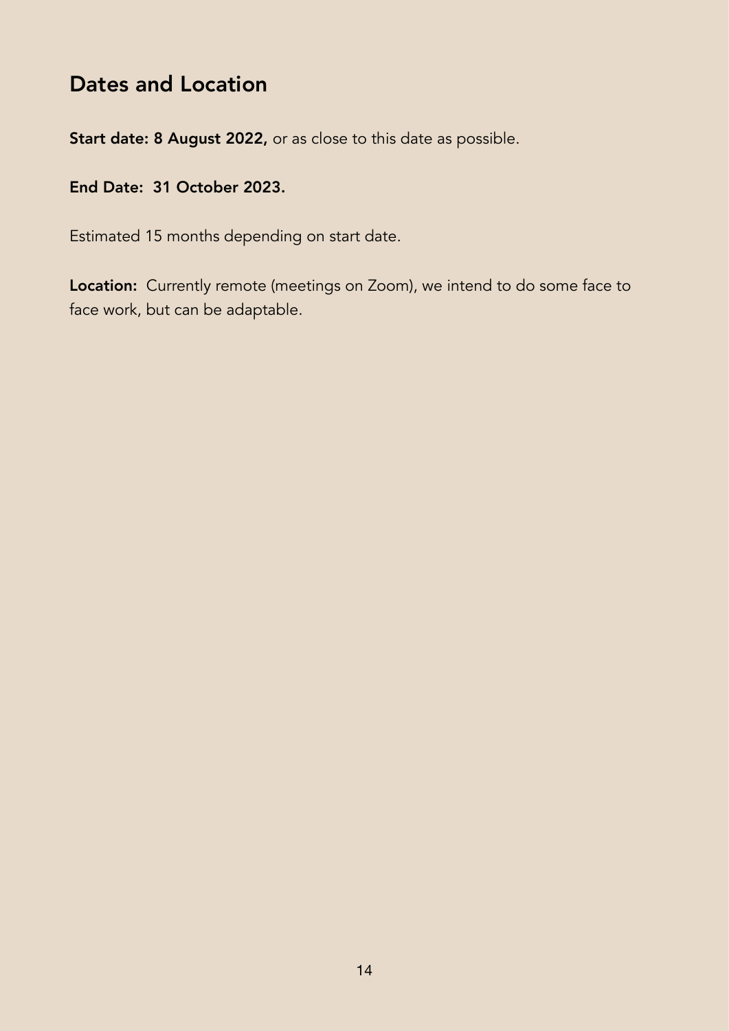## Dates and Location

**Start date: 8 August 2022,** or as close to this date as possible.

**End Date: 31 October 2023.**

Estimated 15 months depending on start date.

**Location:** Currently remote (meetings on Zoom), we intend to do some face to face work, but can be adaptable.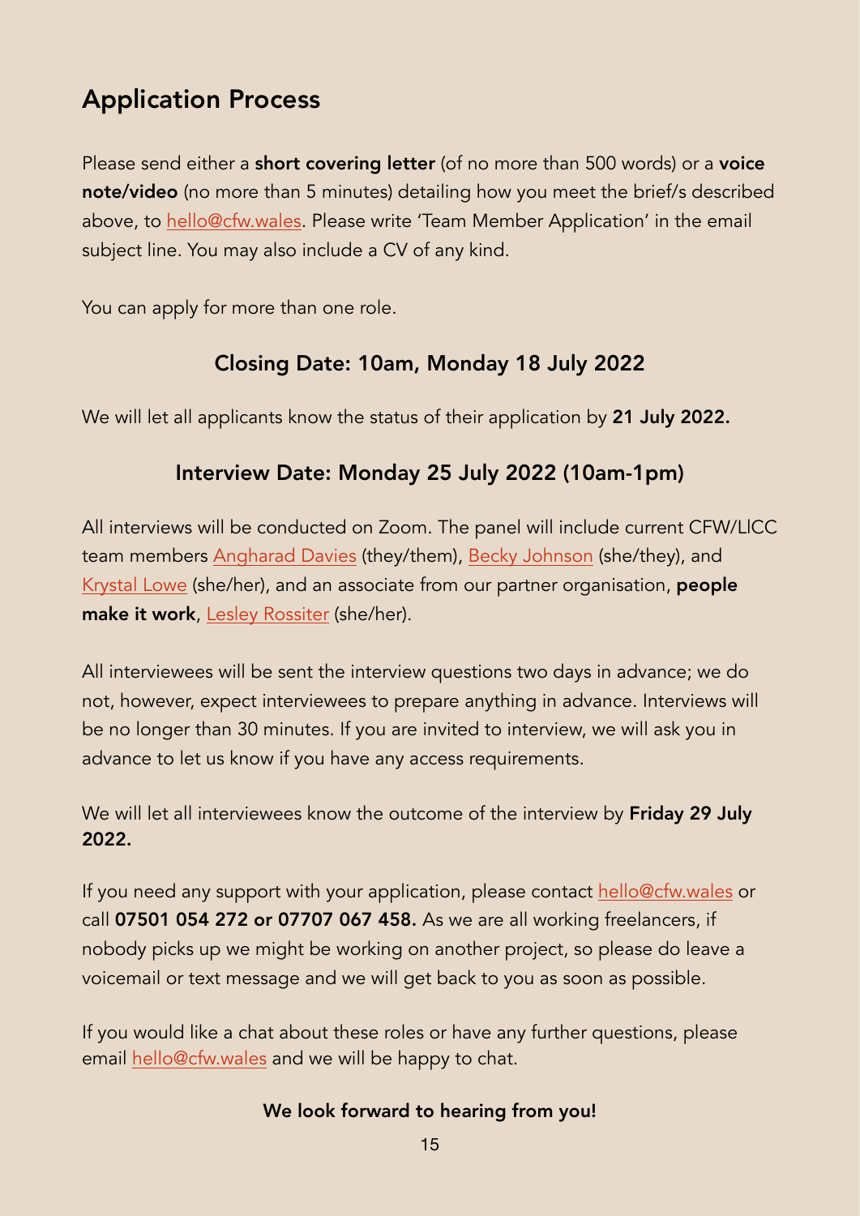## Application Process

Please send either a **short covering letter** (of no more than 500 words) or a **voice note/video** (no more than 5 minutes) detailing how you meet the brief/s described above, to hello@cfw.wales. Please write 'Team Member Application' in the email subject line. You may also include a CV of any kind.

You can apply for more than one role.

### Closing Date: 10am, Monday 18 July 2022

We will let all applicants know the status of their application by **21 July 2022.**

### Interview Date: Monday 25 July 2022 (10am-1pm)

All interviews will be conducted on Zoom. The panel will include current CFW/LlCC team members Angharad Davies (they/them), Becky Johnson (she/they), and Krystal Lowe (she/her), and an associate from our partner organisation, **people make it work**, Lesley Rossiter (she/her).

All interviewees will be sent the interview questions two days in advance; we do not, however, expect interviewees to prepare anything in advance. Interviews will be no longer than 30 minutes. If you are invited to interview, we will ask you in advance to let us know if you have any access requirements.

We will let all interviewees know the outcome of the interview by **Friday 29 July 2022.**

If you need any support with your application, please contact hello@cfw.wales or call **07501 054 272 or 07707 067 458.** As we are all working freelancers, if nobody picks up we might be working on another project, so please do leave a voicemail or text message and we will get back to you as soon as possible.

If you would like a chat about these roles or have any further questions, please email hello@cfw.wales and we will be happy to chat.

**We look forward to hearing from you!**